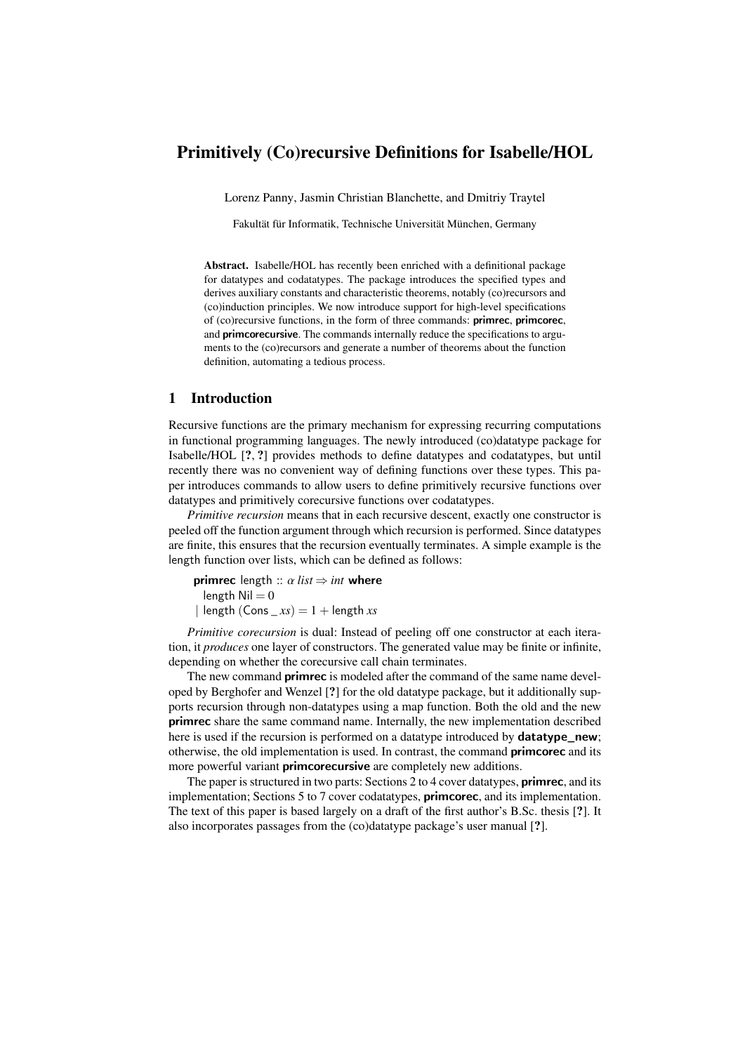# Primitively (Co)recursive Definitions for Isabelle/HOL

Lorenz Panny, Jasmin Christian Blanchette, and Dmitriy Traytel

Fakultät für Informatik, Technische Universität München, Germany

**Abstract.** Isabelle/HOL has recently been enriched with a definitional package for datatypes and codatatypes. The package introduces the specified types and derives auxiliary constants and characteristic theorems, notably (co)recursors and (co)induction principles. We now introduce support for high-level specifications of (co)recursive functions, in the form of three commands: **primrec**, **primcorec**, and **primcorecursive**. The commands internally reduce the specifications to arguments to the (co)recursors and generate a number of theorems about the function definition, automating a tedious process.

## 1 Introduction

Recursive functions are the primary mechanism for expressing recurring computations in functional programming languages. The newly introduced (co)datatype package for Isabelle/HOL [?, ?] provides methods to define datatypes and codatatypes, but until recently there was no convenient way of defining functions over these types. This paper introduces commands to allow users to define primitively recursive functions over datatypes and primitively corecursive functions over codatatypes.

*Primitive recursion* means that in each recursive descent, exactly one constructor is peeled off the function argument through which recursion is performed. Since datatypes are finite, this ensures that the recursion eventually terminates. A simple example is the length function over lists, which can be defined as follows:

**primrec** length :: $\alpha$ *list* $\Rightarrow$ *int* **where**
  length Nil = 0
| length (Cons _ *xs*) = 1 + length *xs*

*Primitive corecursion* is dual: Instead of peeling off one constructor at each iteration, it *produces* one layer of constructors. The generated value may be finite or infinite, depending on whether the corecursive call chain terminates.

The new command **primrec** is modeled after the command of the same name developed by Berghofer and Wenzel [?] for the old datatype package, but it additionally supports recursion through non-datatypes using a map function. Both the old and the new **primrec** share the same command name. Internally, the new implementation described here is used if the recursion is performed on a datatype introduced by **datatype_new**; otherwise, the old implementation is used. In contrast, the command **primcorec** and its more powerful variant **primcorecursive** are completely new additions.

The paper is structured in two parts: Sections 2 to 4 cover datatypes, **primrec**, and its implementation; Sections 5 to 7 cover codatatypes, **primcorec**, and its implementation. The text of this paper is based largely on a draft of the first author's B.Sc. thesis [?]. It also incorporates passages from the (co)datatype package's user manual [?].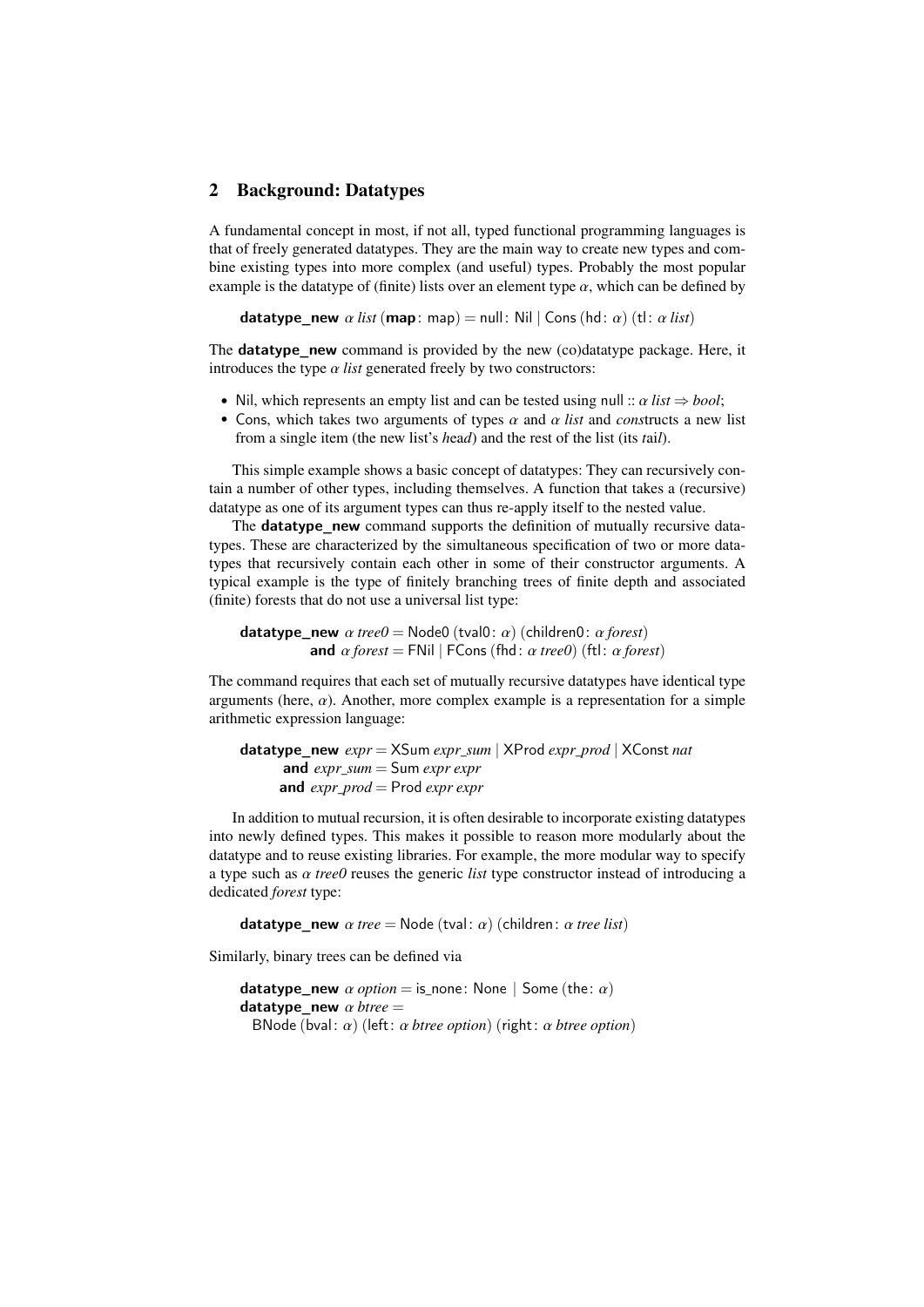## 2 Background: Datatypes

A fundamental concept in most, if not all, typed functional programming languages is that of freely generated datatypes. They are the main way to create new types and combine existing types into more complex (and useful) types. Probably the most popular example is the datatype of (finite) lists over an element type $\alpha$, which can be defined by

**datatype_new** $\alpha$ *list* (**map**: map) = null: Nil | Cons (hd: $\alpha$) (tl: $\alpha$ *list*)

The **datatype_new** command is provided by the new (co)datatype package. Here, it introduces the type $\alpha$ *list* generated freely by two constructors:

- Nil, which represents an empty list and can be tested using null :: $\alpha$ *list* $\Rightarrow$ *bool*;
- Cons, which takes two arguments of types $\alpha$ and $\alpha$ *list* and *cons*tructs a new list from a single item (the new list's *h*ea*d*) and the rest of the list (its *t*ai*l*).

This simple example shows a basic concept of datatypes: They can recursively contain a number of other types, including themselves. A function that takes a (recursive) datatype as one of its argument types can thus re-apply itself to the nested value.

The **datatype_new** command supports the definition of mutually recursive datatypes. These are characterized by the simultaneous specification of two or more datatypes that recursively contain each other in some of their constructor arguments. A typical example is the type of finitely branching trees of finite depth and associated (finite) forests that do not use a universal list type:

**datatype_new** $\alpha$ *tree0* = Node0 (tval0: $\alpha$) (children0: $\alpha$ *forest*)
**and** $\alpha$ *forest* = FNil | FCons (fhd: $\alpha$ *tree0*) (ftl: $\alpha$ *forest*)

The command requires that each set of mutually recursive datatypes have identical type arguments (here, $\alpha$). Another, more complex example is a representation for a simple arithmetic expression language:

**datatype_new** *expr* = XSum *expr_sum* | XProd *expr_prod* | XConst *nat*
**and** *expr_sum* = Sum *expr expr*
**and** *expr_prod* = Prod *expr expr*

In addition to mutual recursion, it is often desirable to incorporate existing datatypes into newly defined types. This makes it possible to reason more modularly about the datatype and to reuse existing libraries. For example, the more modular way to specify a type such as $\alpha$ *tree0* reuses the generic *list* type constructor instead of introducing a dedicated *forest* type:

**datatype_new** $\alpha$ *tree* = Node (tval: $\alpha$) (children: $\alpha$ *tree list*)

Similarly, binary trees can be defined via

**datatype_new** $\alpha$ *option* = is_none: None | Some (the: $\alpha$)
**datatype_new** $\alpha$ *btree* =
BNode (bval: $\alpha$) (left: $\alpha$ *btree option*) (right: $\alpha$ *btree option*)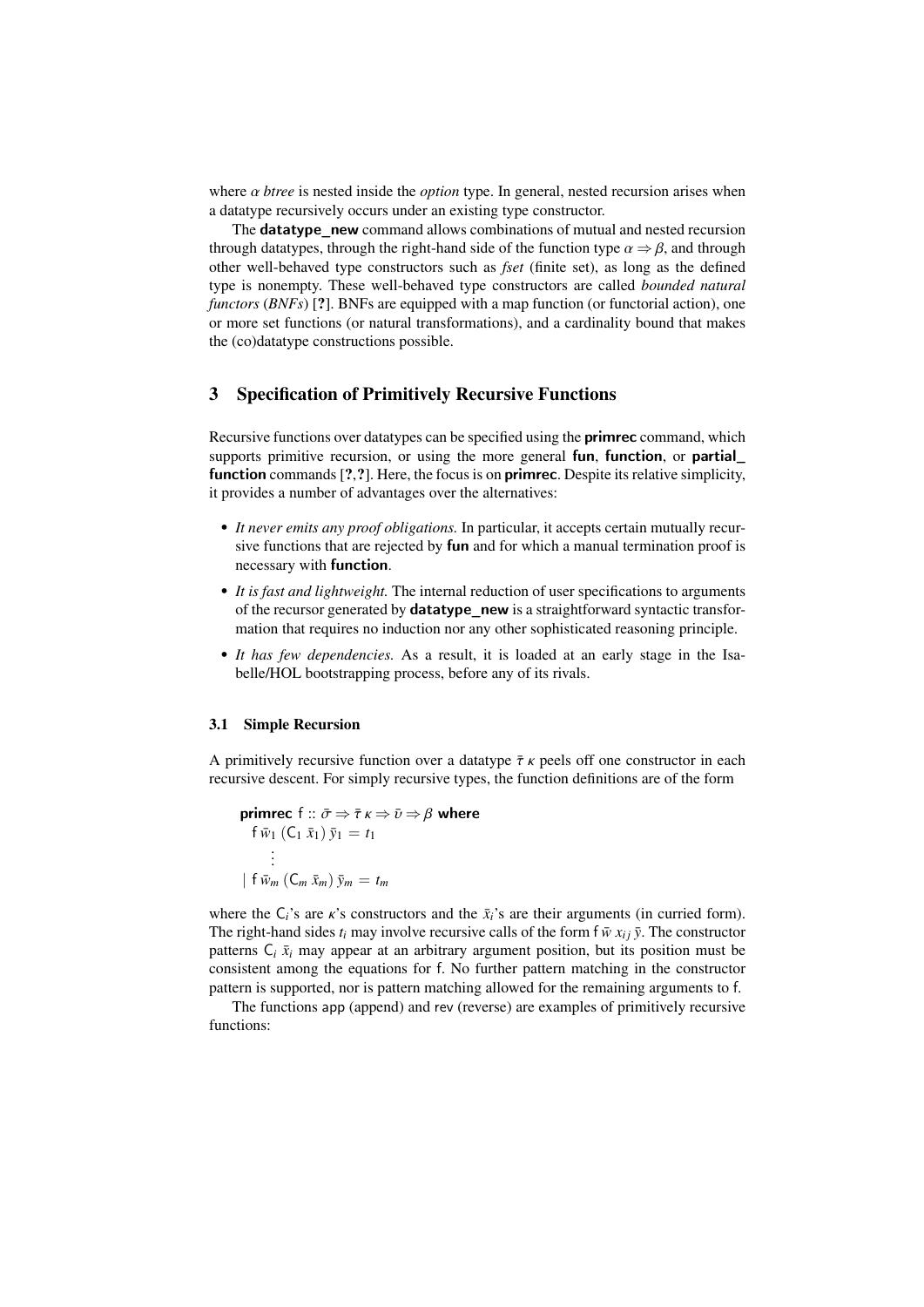where *α btree* is nested inside the *option* type. In general, nested recursion arises when a datatype recursively occurs under an existing type constructor.

The **datatype_new** command allows combinations of mutual and nested recursion through datatypes, through the right-hand side of the function type $\alpha \Rightarrow \beta$, and through other well-behaved type constructors such as *fset* (finite set), as long as the defined type is nonempty. These well-behaved type constructors are called *bounded natural functors* (*BNFs*) [**?**]. BNFs are equipped with a map function (or functorial action), one or more set functions (or natural transformations), and a cardinality bound that makes the (co)datatype constructions possible.

## 3 Specification of Primitively Recursive Functions

Recursive functions over datatypes can be specified using the **primrec** command, which supports primitive recursion, or using the more general **fun**, **function**, or **partial_function** commands [**?**,**?**]. Here, the focus is on **primrec**. Despite its relative simplicity, it provides a number of advantages over the alternatives:

- *It never emits any proof obligations.* In particular, it accepts certain mutually recursive functions that are rejected by **fun** and for which a manual termination proof is necessary with **function**.
- *It is fast and lightweight.* The internal reduction of user specifications to arguments of the recursor generated by **datatype_new** is a straightforward syntactic transformation that requires no induction nor any other sophisticated reasoning principle.
- *It has few dependencies.* As a result, it is loaded at an early stage in the Isabelle/HOL bootstrapping process, before any of its rivals.

### 3.1 Simple Recursion

A primitively recursive function over a datatype $\bar{\tau}\ \kappa$ peels off one constructor in each recursive descent. For simply recursive types, the function definitions are of the form

$$
\begin{aligned}
&\textbf{primrec}\ \mathsf{f} :: \bar{\sigma} \Rightarrow \bar{\tau}\ \kappa \Rightarrow \bar{\upsilon} \Rightarrow \beta\ \textbf{where} \\
&\quad \mathsf{f}\ \bar{w}_1\ (\mathsf{C}_1\ \bar{x}_1)\ \bar{y}_1 = t_1 \\
&\qquad \vdots \\
&\mid \mathsf{f}\ \bar{w}_m\ (\mathsf{C}_m\ \bar{x}_m)\ \bar{y}_m = t_m
\end{aligned}
$$

where the $\mathsf{C}_i$'s are $\kappa$'s constructors and the $\bar{x}_i$'s are their arguments (in curried form). The right-hand sides $t_i$ may involve recursive calls of the form $\mathsf{f}\ \bar{w}\ x_{ij}\ \bar{y}$. The constructor patterns $\mathsf{C}_i\ \bar{x}_i$ may appear at an arbitrary argument position, but its position must be consistent among the equations for $\mathsf{f}$. No further pattern matching in the constructor pattern is supported, nor is pattern matching allowed for the remaining arguments to $\mathsf{f}$.

The functions app (append) and rev (reverse) are examples of primitively recursive functions: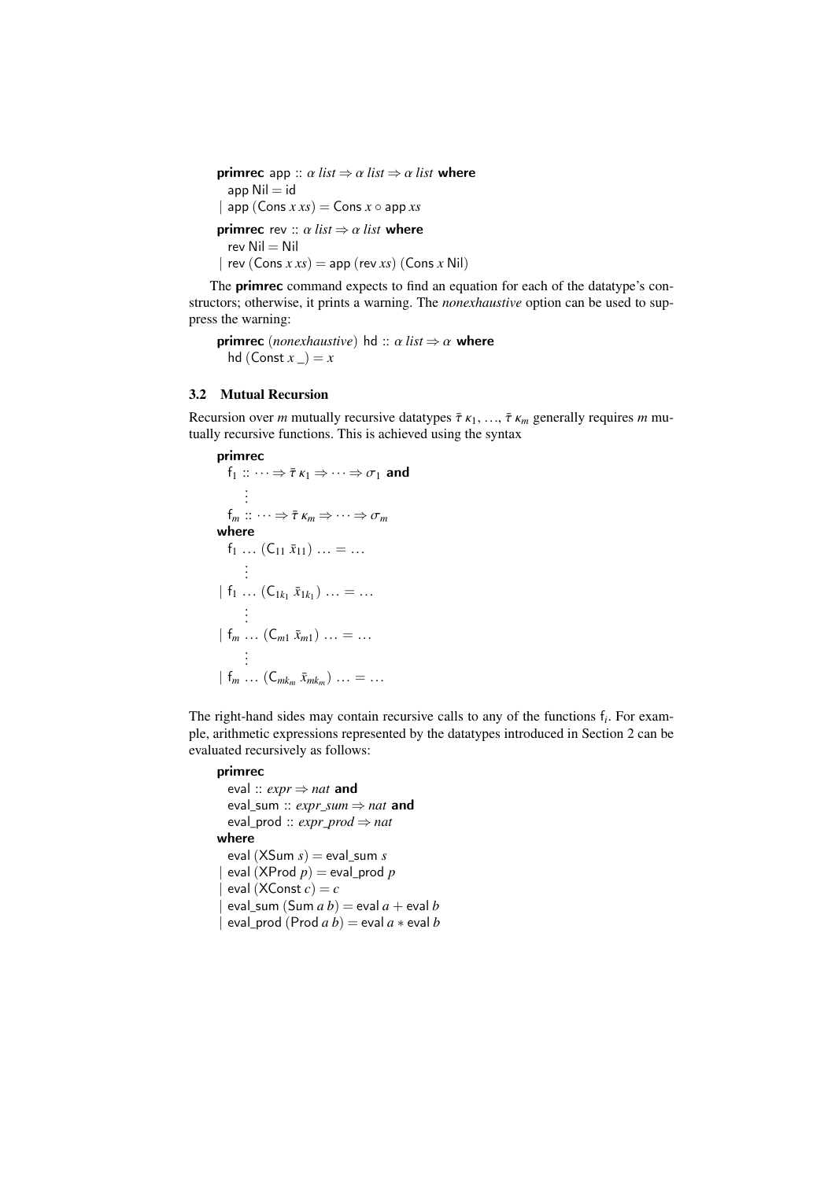```
primrec app :: α list ⇒ α list ⇒ α list where
  app Nil = id
| app (Cons x xs) = Cons x ∘ app xs

primrec rev :: α list ⇒ α list where
  rev Nil = Nil
| rev (Cons x xs) = app (rev xs) (Cons x Nil)
```

The **primrec** command expects to find an equation for each of the datatype's constructors; otherwise, it prints a warning. The *nonexhaustive* option can be used to suppress the warning:

```
primrec (nonexhaustive) hd :: α list ⇒ α where
  hd (Const x _) = x
```

### 3.2 Mutual Recursion

Recursion over $m$ mutually recursive datatypes $\bar{\tau}\ \kappa_1$, ..., $\bar{\tau}\ \kappa_m$ generally requires $m$ mutually recursive functions. This is achieved using the syntax

```
primrec
  f_1 :: ··· ⇒ τ̄ κ_1 ⇒ ··· ⇒ σ_1 and
     ⋮
  f_m :: ··· ⇒ τ̄ κ_m ⇒ ··· ⇒ σ_m
where
  f_1 ... (C_11 x̄_11) ... = ...
     ⋮
| f_1 ... (C_1k_1 x̄_1k_1) ... = ...
     ⋮
| f_m ... (C_m1 x̄_m1) ... = ...
     ⋮
| f_m ... (C_mk_m x̄_mk_m) ... = ...
```

The right-hand sides may contain recursive calls to any of the functions $\mathsf{f}_i$. For example, arithmetic expressions represented by the datatypes introduced in Section 2 can be evaluated recursively as follows:

```
primrec
  eval :: expr ⇒ nat and
  eval_sum :: expr_sum ⇒ nat and
  eval_prod :: expr_prod ⇒ nat
where
  eval (XSum s) = eval_sum s
| eval (XProd p) = eval_prod p
| eval (XConst c) = c
| eval_sum (Sum a b) = eval a + eval b
| eval_prod (Prod a b) = eval a * eval b
```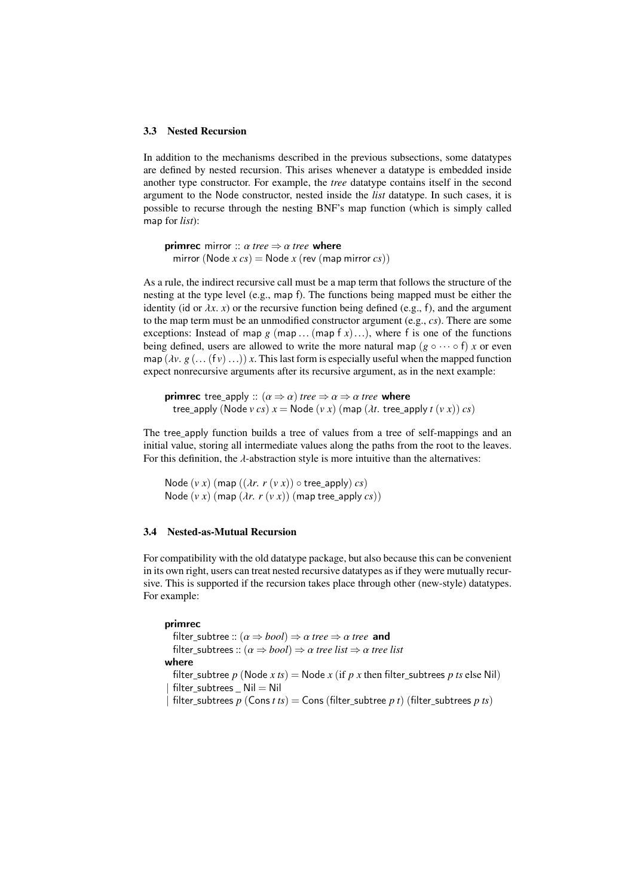### 3.3 Nested Recursion

In addition to the mechanisms described in the previous subsections, some datatypes are defined by nested recursion. This arises whenever a datatype is embedded inside another type constructor. For example, the *tree* datatype contains itself in the second argument to the Node constructor, nested inside the *list* datatype. In such cases, it is possible to recurse through the nesting BNF's map function (which is simply called map for *list*):

```
primrec mirror :: α tree ⇒ α tree where
  mirror (Node x cs) = Node x (rev (map mirror cs))
```

As a rule, the indirect recursive call must be a map term that follows the structure of the nesting at the type level (e.g., map f). The functions being mapped must be either the identity (id or $\lambda x.\ x$) or the recursive function being defined (e.g., f), and the argument to the map term must be an unmodified constructor argument (e.g., *cs*). There are some exceptions: Instead of map $g$ (map ... (map f $x$)...), where f is one of the functions being defined, users are allowed to write the more natural map $(g \circ \cdots \circ \mathsf{f})\ x$ or even map $(\lambda v.\ g\ (\ldots\ (\mathsf{f}\ v)\ \ldots))\ x$. This last form is especially useful when the mapped function expect nonrecursive arguments after its recursive argument, as in the next example:

```
primrec tree_apply :: (α ⇒ α) tree ⇒ α ⇒ α tree where
  tree_apply (Node v cs) x = Node (v x) (map (λt. tree_apply t (v x)) cs)
```

The tree_apply function builds a tree of values from a tree of self-mappings and an initial value, storing all intermediate values along the paths from the root to the leaves. For this definition, the $\lambda$-abstraction style is more intuitive than the alternatives:

```
Node (v x) (map ((λr. r (v x)) ∘ tree_apply) cs)
Node (v x) (map (λr. r (v x)) (map tree_apply cs))
```

### 3.4 Nested-as-Mutual Recursion

For compatibility with the old datatype package, but also because this can be convenient in its own right, users can treat nested recursive datatypes as if they were mutually recursive. This is supported if the recursion takes place through other (new-style) datatypes. For example:

```
primrec
  filter_subtree :: (α ⇒ bool) ⇒ α tree ⇒ α tree and
  filter_subtrees :: (α ⇒ bool) ⇒ α tree list ⇒ α tree list
where
  filter_subtree p (Node x ts) = Node x (if p x then filter_subtrees p ts else Nil)
| filter_subtrees _ Nil = Nil
| filter_subtrees p (Cons t ts) = Cons (filter_subtree p t) (filter_subtrees p ts)
```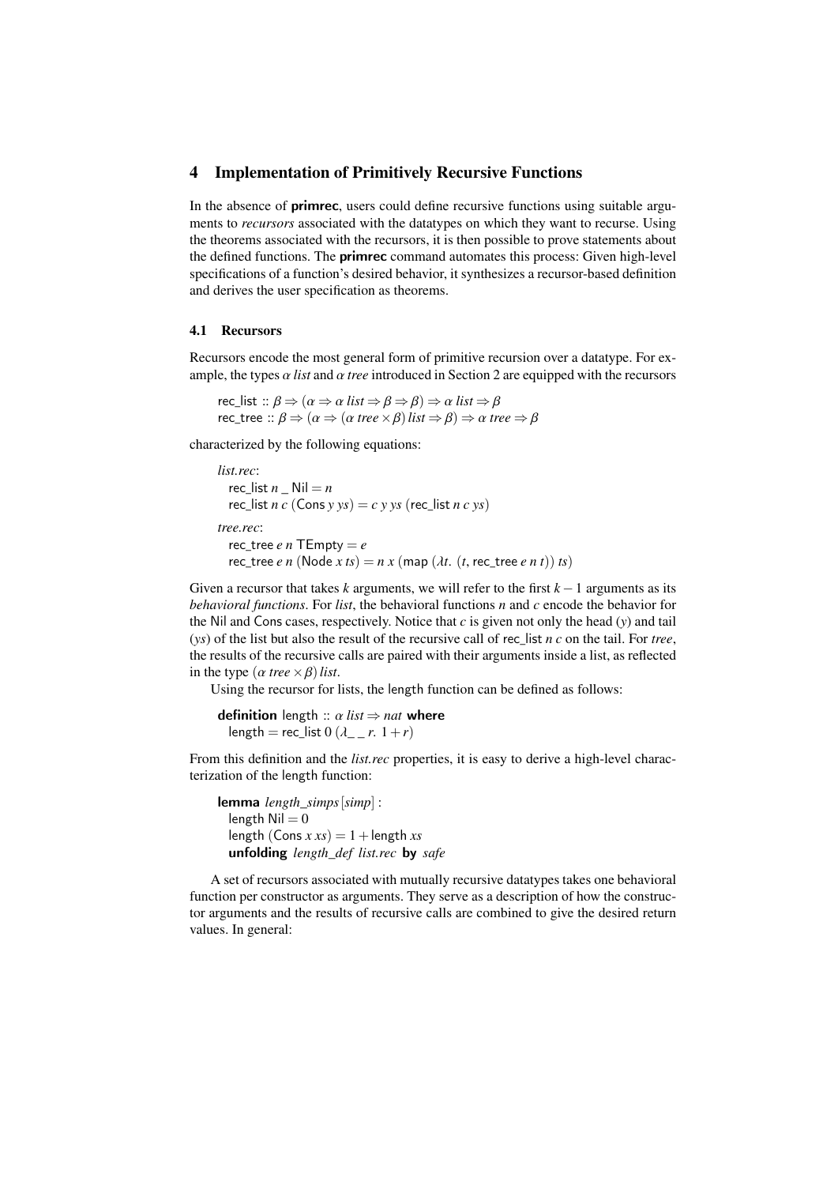## 4 Implementation of Primitively Recursive Functions

In the absence of **primrec**, users could define recursive functions using suitable arguments to *recursors* associated with the datatypes on which they want to recurse. Using the theorems associated with the recursors, it is then possible to prove statements about the defined functions. The **primrec** command automates this process: Given high-level specifications of a function's desired behavior, it synthesizes a recursor-based definition and derives the user specification as theorems.

### 4.1 Recursors

Recursors encode the most general form of primitive recursion over a datatype. For example, the types $\alpha$ *list* and $\alpha$ *tree* introduced in Section 2 are equipped with the recursors

```
rec_list :: β ⇒ (α ⇒ α list ⇒ β ⇒ β) ⇒ α list ⇒ β
rec_tree :: β ⇒ (α ⇒ (α tree × β) list ⇒ β) ⇒ α tree ⇒ β
```

characterized by the following equations:

```
list.rec:
  rec_list n _ Nil = n
  rec_list n c (Cons y ys) = c y ys (rec_list n c ys)
tree.rec:
  rec_tree e n TEmpty = e
  rec_tree e n (Node x ts) = n x (map (λt. (t, rec_tree e n t)) ts)
```

Given a recursor that takes $k$ arguments, we will refer to the first $k-1$ arguments as its *behavioral functions*. For *list*, the behavioral functions $n$ and $c$ encode the behavior for the Nil and Cons cases, respectively. Notice that $c$ is given not only the head ($y$) and tail ($ys$) of the list but also the result of the recursive call of rec_list $n$ $c$ on the tail. For *tree*, the results of the recursive calls are paired with their arguments inside a list, as reflected in the type $(\alpha\ tree \times \beta)\ list$.

Using the recursor for lists, the length function can be defined as follows:

```
definition length :: α list ⇒ nat where
  length = rec_list 0 (λ_ _ r. 1 + r)
```

From this definition and the *list.rec* properties, it is easy to derive a high-level characterization of the length function:

```
lemma length_simps[simp]:
  length Nil = 0
  length (Cons x xs) = 1 + length xs
  unfolding length_def list.rec by safe
```

A set of recursors associated with mutually recursive datatypes takes one behavioral function per constructor as arguments. They serve as a description of how the constructor arguments and the results of recursive calls are combined to give the desired return values. In general: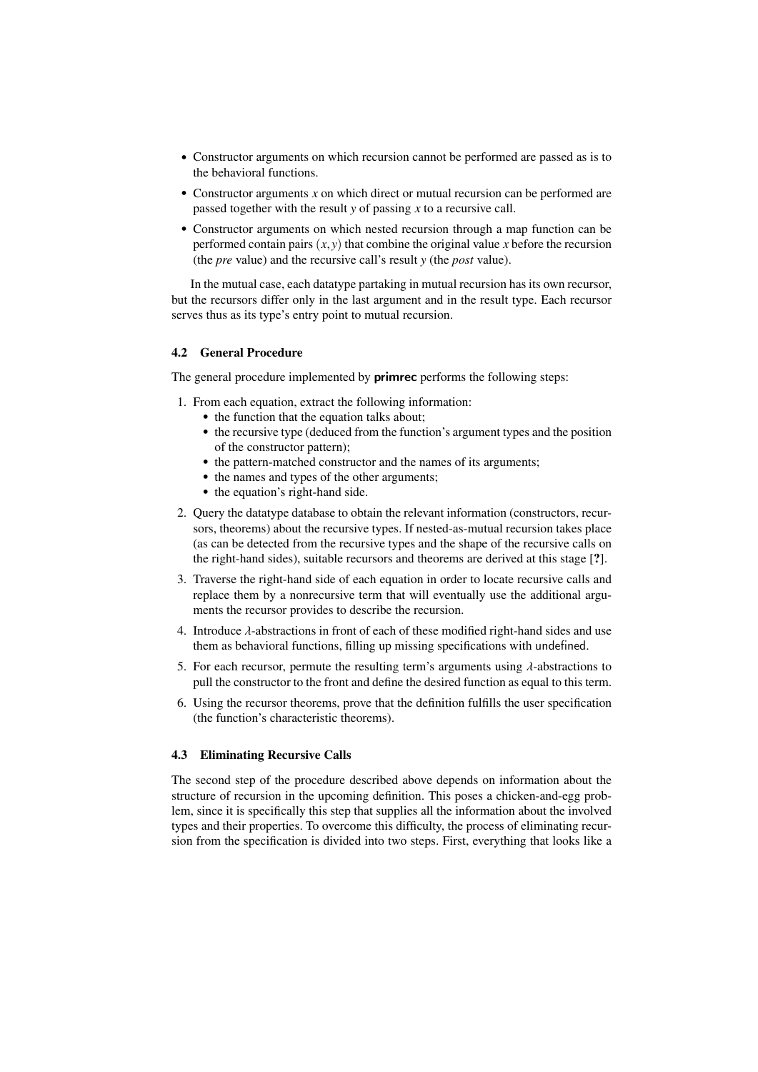- Constructor arguments on which recursion cannot be performed are passed as is to the behavioral functions.
- Constructor arguments $x$ on which direct or mutual recursion can be performed are passed together with the result $y$ of passing $x$ to a recursive call.
- Constructor arguments on which nested recursion through a map function can be performed contain pairs $(x, y)$ that combine the original value $x$ before the recursion (the *pre* value) and the recursive call's result $y$ (the *post* value).

In the mutual case, each datatype partaking in mutual recursion has its own recursor, but the recursors differ only in the last argument and in the result type. Each recursor serves thus as its type's entry point to mutual recursion.

### 4.2 General Procedure

The general procedure implemented by **primrec** performs the following steps:

1. From each equation, extract the following information:
   - the function that the equation talks about;
   - the recursive type (deduced from the function's argument types and the position of the constructor pattern);
   - the pattern-matched constructor and the names of its arguments;
   - the names and types of the other arguments;
   - the equation's right-hand side.
2. Query the datatype database to obtain the relevant information (constructors, recursors, theorems) about the recursive types. If nested-as-mutual recursion takes place (as can be detected from the recursive types and the shape of the recursive calls on the right-hand sides), suitable recursors and theorems are derived at this stage [**?**].
3. Traverse the right-hand side of each equation in order to locate recursive calls and replace them by a nonrecursive term that will eventually use the additional arguments the recursor provides to describe the recursion.
4. Introduce $\lambda$-abstractions in front of each of these modified right-hand sides and use them as behavioral functions, filling up missing specifications with undefined.
5. For each recursor, permute the resulting term's arguments using $\lambda$-abstractions to pull the constructor to the front and define the desired function as equal to this term.
6. Using the recursor theorems, prove that the definition fulfills the user specification (the function's characteristic theorems).

### 4.3 Eliminating Recursive Calls

The second step of the procedure described above depends on information about the structure of recursion in the upcoming definition. This poses a chicken-and-egg problem, since it is specifically this step that supplies all the information about the involved types and their properties. To overcome this difficulty, the process of eliminating recursion from the specification is divided into two steps. First, everything that looks like a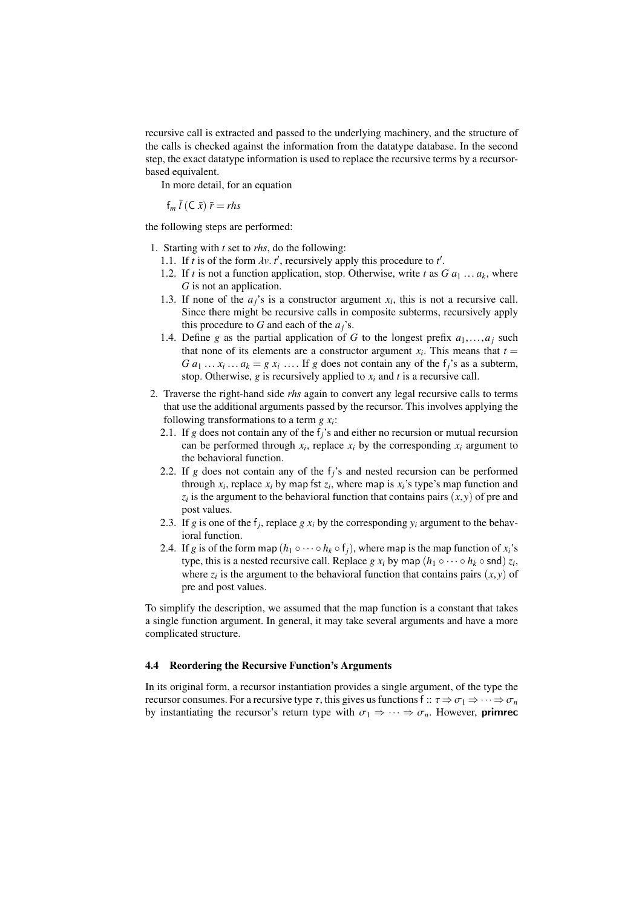recursive call is extracted and passed to the underlying machinery, and the structure of the calls is checked against the information from the datatype database. In the second step, the exact datatype information is used to replace the recursive terms by a recursor-based equivalent.

In more detail, for an equation

$$\mathsf{f}_m\ \bar{l}\ (\mathsf{C}\ \bar{x})\ \bar{r} = \mathit{rhs}$$

the following steps are performed:

1. Starting with $t$ set to *rhs*, do the following:
   1.1. If $t$ is of the form $\lambda v.\ t'$, recursively apply this procedure to $t'$.
   1.2. If $t$ is not a function application, stop. Otherwise, write $t$ as $G\ a_1\ \ldots\ a_k$, where $G$ is not an application.
   1.3. If none of the $a_j$'s is a constructor argument $x_i$, this is not a recursive call. Since there might be recursive calls in composite subterms, recursively apply this procedure to $G$ and each of the $a_j$'s.
   1.4. Define $g$ as the partial application of $G$ to the longest prefix $a_1, \ldots, a_j$ such that none of its elements are a constructor argument $x_i$. This means that $t = G\ a_1\ \ldots\ x_i\ \ldots\ a_k = g\ x_i\ \ldots$. If $g$ does not contain any of the $\mathsf{f}_j$'s as a subterm, stop. Otherwise, $g$ is recursively applied to $x_i$ and $t$ is a recursive call.
2. Traverse the right-hand side *rhs* again to convert any legal recursive calls to terms that use the additional arguments passed by the recursor. This involves applying the following transformations to a term $g\ x_i$:
   2.1. If $g$ does not contain any of the $\mathsf{f}_j$'s and either no recursion or mutual recursion can be performed through $x_i$, replace $x_i$ by the corresponding $x_i$ argument to the behavioral function.
   2.2. If $g$ does not contain any of the $\mathsf{f}_j$'s and nested recursion can be performed through $x_i$, replace $x_i$ by $\mathsf{map\ fst}\ z_i$, where $\mathsf{map}$ is $x_i$'s type's map function and $z_i$ is the argument to the behavioral function that contains pairs $(x, y)$ of pre and post values.
   2.3. If $g$ is one of the $\mathsf{f}_j$, replace $g\ x_i$ by the corresponding $y_i$ argument to the behavioral function.
   2.4. If $g$ is of the form $\mathsf{map}\ (h_1 \circ \cdots \circ h_k \circ \mathsf{f}_j)$, where $\mathsf{map}$ is the map function of $x_i$'s type, this is a nested recursive call. Replace $g\ x_i$ by $\mathsf{map}\ (h_1 \circ \cdots \circ h_k \circ \mathsf{snd})\ z_i$, where $z_i$ is the argument to the behavioral function that contains pairs $(x, y)$ of pre and post values.

To simplify the description, we assumed that the map function is a constant that takes a single function argument. In general, it may take several arguments and have a more complicated structure.

### 4.4 Reordering the Recursive Function's Arguments

In its original form, a recursor instantiation provides a single argument, of the type the recursor consumes. For a recursive type $\tau$, this gives us functions $\mathsf{f} :: \tau \Rightarrow \sigma_1 \Rightarrow \cdots \Rightarrow \sigma_n$ by instantiating the recursor's return type with $\sigma_1 \Rightarrow \cdots \Rightarrow \sigma_n$. However, **primrec**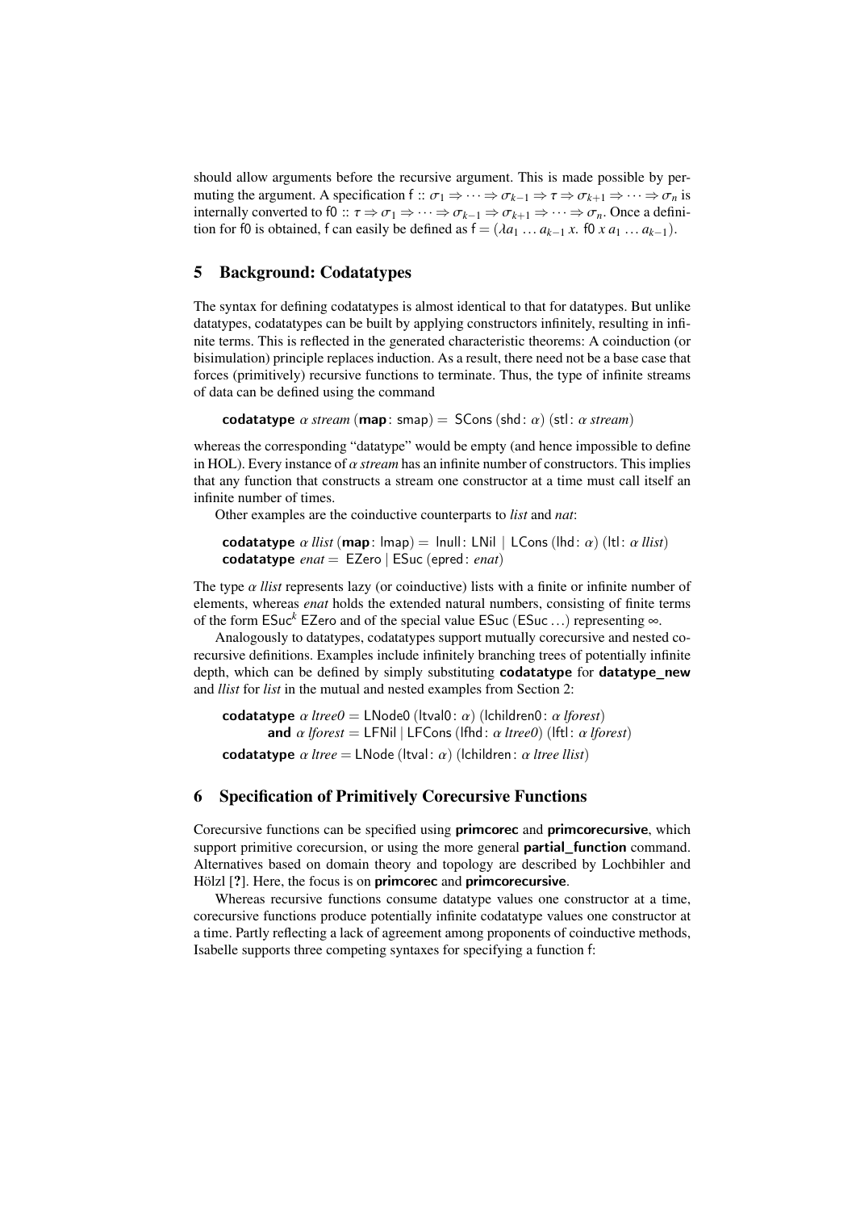should allow arguments before the recursive argument. This is made possible by permuting the argument. A specification f :: $\sigma_1 \Rightarrow \cdots \Rightarrow \sigma_{k-1} \Rightarrow \tau \Rightarrow \sigma_{k+1} \Rightarrow \cdots \Rightarrow \sigma_n$ is internally converted to f0 :: $\tau \Rightarrow \sigma_1 \Rightarrow \cdots \Rightarrow \sigma_{k-1} \Rightarrow \sigma_{k+1} \Rightarrow \cdots \Rightarrow \sigma_n$. Once a definition for f0 is obtained, f can easily be defined as f $= (\lambda a_1 \ldots a_{k-1}\ x.$ f0 $x\ a_1 \ldots a_{k-1})$.

## 5 Background: Codatatypes

The syntax for defining codatatypes is almost identical to that for datatypes. But unlike datatypes, codatatypes can be built by applying constructors infinitely, resulting in infinite terms. This is reflected in the generated characteristic theorems: A coinduction (or bisimulation) principle replaces induction. As a result, there need not be a base case that forces (primitively) recursive functions to terminate. Thus, the type of infinite streams of data can be defined using the command

```
codatatype α stream (map: smap) = SCons (shd: α) (stl: α stream)
```

whereas the corresponding "datatype" would be empty (and hence impossible to define in HOL). Every instance of *α stream* has an infinite number of constructors. This implies that any function that constructs a stream one constructor at a time must call itself an infinite number of times.

Other examples are the coinductive counterparts to *list* and *nat*:

```
codatatype α llist (map: lmap) = lnull: LNil | LCons (lhd: α) (ltl: α llist)
codatatype enat = EZero | ESuc (epred: enat)
```

The type *α llist* represents lazy (or coinductive) lists with a finite or infinite number of elements, whereas *enat* holds the extended natural numbers, consisting of finite terms of the form $\mathsf{ESuc}^k$ EZero and of the special value ESuc (ESuc …) representing ∞.

Analogously to datatypes, codatatypes support mutually corecursive and nested corecursive definitions. Examples include infinitely branching trees of potentially infinite depth, which can be defined by simply substituting **codatatype** for **datatype_new** and *llist* for *list* in the mutual and nested examples from Section 2:

```
codatatype α ltree0 = LNode0 (ltval0: α) (lchildren0: α lforest)
      and α lforest = LFNil | LFCons (lfhd: α ltree0) (lftl: α lforest)
codatatype α ltree = LNode (ltval: α) (lchildren: α ltree llist)
```

## 6 Specification of Primitively Corecursive Functions

Corecursive functions can be specified using **primcorec** and **primcorecursive**, which support primitive corecursion, or using the more general **partial_function** command. Alternatives based on domain theory and topology are described by Lochbihler and Hölzl [**?**]. Here, the focus is on **primcorec** and **primcorecursive**.

Whereas recursive functions consume datatype values one constructor at a time, corecursive functions produce potentially infinite codatatype values one constructor at a time. Partly reflecting a lack of agreement among proponents of coinductive methods, Isabelle supports three competing syntaxes for specifying a function f: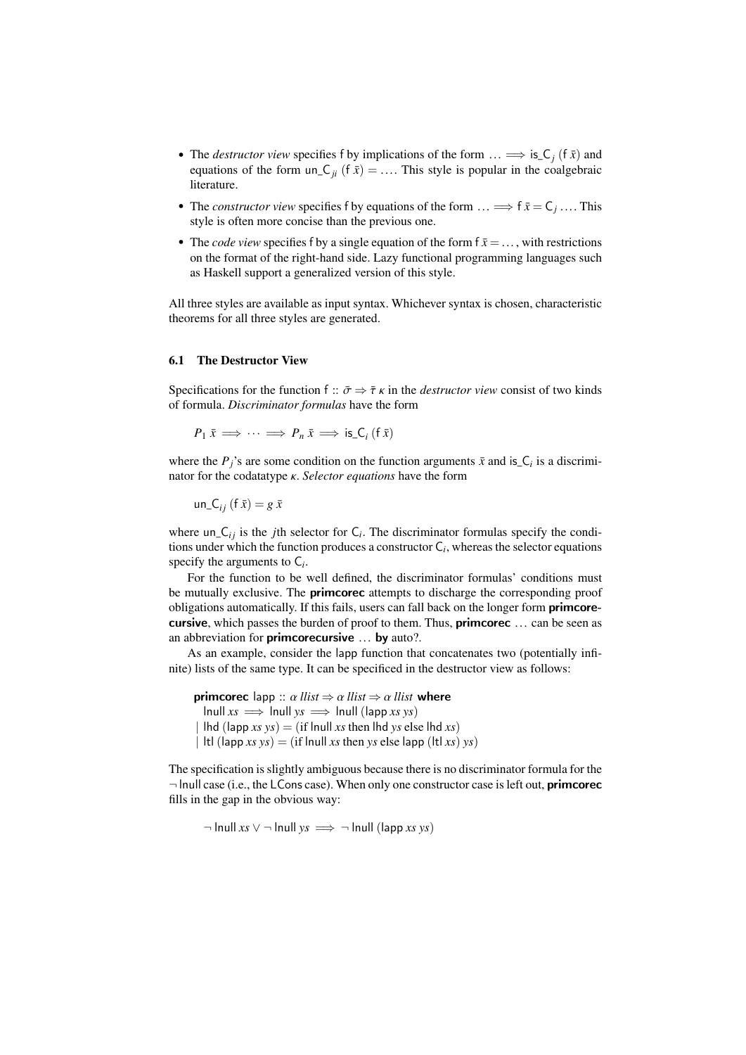- The *destructor view* specifies f by implications of the form $\ldots \Longrightarrow \mathsf{is\_C}_j\ (\mathsf{f}\ \bar{x})$ and equations of the form $\mathsf{un\_C}_{ji}\ (\mathsf{f}\ \bar{x}) = \ldots$. This style is popular in the coalgebraic literature.
- The *constructor view* specifies f by equations of the form $\ldots \Longrightarrow \mathsf{f}\ \bar{x} = \mathsf{C}_j \ldots$. This style is often more concise than the previous one.
- The *code view* specifies f by a single equation of the form $\mathsf{f}\ \bar{x} = \ldots$, with restrictions on the format of the right-hand side. Lazy functional programming languages such as Haskell support a generalized version of this style.

All three styles are available as input syntax. Whichever syntax is chosen, characteristic theorems for all three styles are generated.

### 6.1 The Destructor View

Specifications for the function $\mathsf{f} :: \bar{\sigma} \Rightarrow \bar{\tau}\ \kappa$ in the *destructor view* consist of two kinds of formula. *Discriminator formulas* have the form

$$P_1\ \bar{x} \Longrightarrow \cdots \Longrightarrow P_n\ \bar{x} \Longrightarrow \mathsf{is\_C}_i\ (\mathsf{f}\ \bar{x})$$

where the $P_j$'s are some condition on the function arguments $\bar{x}$ and $\mathsf{is\_C}_i$ is a discriminator for the codatatype $\kappa$. *Selector equations* have the form

$$\mathsf{un\_C}_{ij}\ (\mathsf{f}\ \bar{x}) = g\ \bar{x}$$

where $\mathsf{un\_C}_{ij}$ is the $j$th selector for $\mathsf{C}_i$. The discriminator formulas specify the conditions under which the function produces a constructor $\mathsf{C}_i$, whereas the selector equations specify the arguments to $\mathsf{C}_i$.

For the function to be well defined, the discriminator formulas' conditions must be mutually exclusive. The **primcorec** attempts to discharge the corresponding proof obligations automatically. If this fails, users can fall back on the longer form **primcorecursive**, which passes the burden of proof to them. Thus, **primcorec** … can be seen as an abbreviation for **primcorecursive** … **by** auto?.

As an example, consider the lapp function that concatenates two (potentially infinite) lists of the same type. It can be specificed in the destructor view as follows:

**primcorec** lapp :: $\alpha$ *llist* $\Rightarrow$ $\alpha$ *llist* $\Rightarrow$ $\alpha$ *llist* **where**
  lnull *xs* $\Longrightarrow$ lnull *ys* $\Longrightarrow$ lnull (lapp *xs ys*)
| lhd (lapp *xs ys*) = (if lnull *xs* then lhd *ys* else lhd *xs*)
| ltl (lapp *xs ys*) = (if lnull *xs* then *ys* else lapp (ltl *xs*) *ys*)

The specification is slightly ambiguous because there is no discriminator formula for the $\neg$ lnull case (i.e., the LCons case). When only one constructor case is left out, **primcorec** fills in the gap in the obvious way:

$$\neg\ \mathsf{lnull}\ xs \lor \neg\ \mathsf{lnull}\ ys \Longrightarrow \neg\ \mathsf{lnull}\ (\mathsf{lapp}\ xs\ ys)$$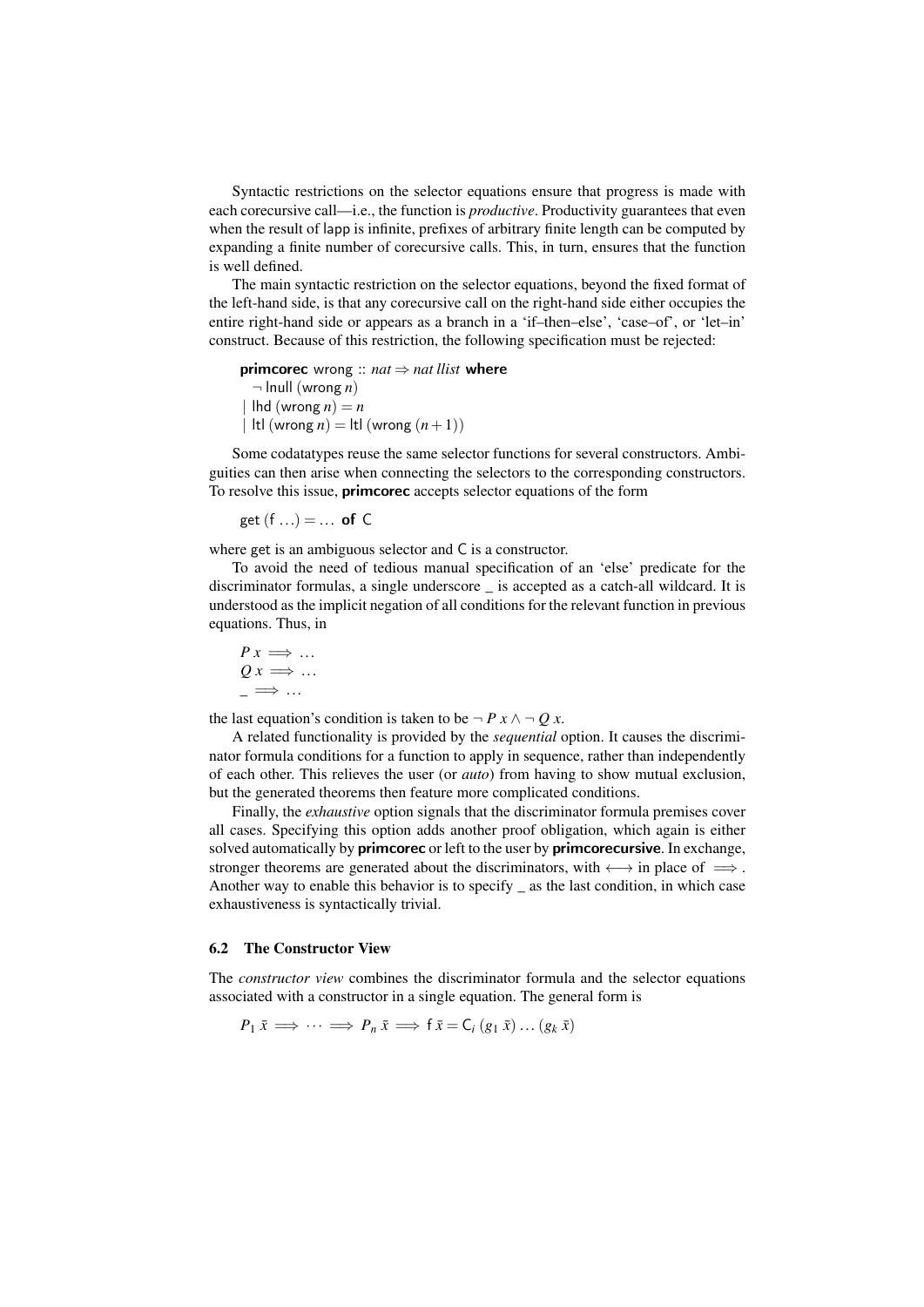Syntactic restrictions on the selector equations ensure that progress is made with each corecursive call—i.e., the function is *productive*. Productivity guarantees that even when the result of lapp is infinite, prefixes of arbitrary finite length can be computed by expanding a finite number of corecursive calls. This, in turn, ensures that the function is well defined.

The main syntactic restriction on the selector equations, beyond the fixed format of the left-hand side, is that any corecursive call on the right-hand side either occupies the entire right-hand side or appears as a branch in a 'if–then–else', 'case–of', or 'let–in' construct. Because of this restriction, the following specification must be rejected:

**primcorec** wrong :: $nat \Rightarrow nat\ llist$ **where**
  $\neg$ lnull (wrong $n$)
| lhd (wrong $n$) $= n$
| ltl (wrong $n$) $=$ ltl (wrong $(n+1)$)

Some codatatypes reuse the same selector functions for several constructors. Ambiguities can then arise when connecting the selectors to the corresponding constructors. To resolve this issue, **primcorec** accepts selector equations of the form

get (f ...) $=$ ... **of** C

where get is an ambiguous selector and C is a constructor.

To avoid the need of tedious manual specification of an 'else' predicate for the discriminator formulas, a single underscore _ is accepted as a catch-all wildcard. It is understood as the implicit negation of all conditions for the relevant function in previous equations. Thus, in

$P\ x \Longrightarrow \ldots$
$Q\ x \Longrightarrow \ldots$
$\_ \Longrightarrow \ldots$

the last equation's condition is taken to be $\neg\, P\ x \wedge \neg\, Q\ x$.

A related functionality is provided by the *sequential* option. It causes the discriminator formula conditions for a function to apply in sequence, rather than independently of each other. This relieves the user (or *auto*) from having to show mutual exclusion, but the generated theorems then feature more complicated conditions.

Finally, the *exhaustive* option signals that the discriminator formula premises cover all cases. Specifying this option adds another proof obligation, which again is either solved automatically by **primcorec** or left to the user by **primcorecursive**. In exchange, stronger theorems are generated about the discriminators, with $\longleftrightarrow$ in place of $\Longrightarrow$. Another way to enable this behavior is to specify _ as the last condition, in which case exhaustiveness is syntactically trivial.

### 6.2 The Constructor View

The *constructor view* combines the discriminator formula and the selector equations associated with a constructor in a single equation. The general form is

$$P_1\ \bar{x} \Longrightarrow \cdots \Longrightarrow P_n\ \bar{x} \Longrightarrow \mathsf{f}\ \bar{x} = \mathsf{C}_i\ (g_1\ \bar{x}) \ldots (g_k\ \bar{x})$$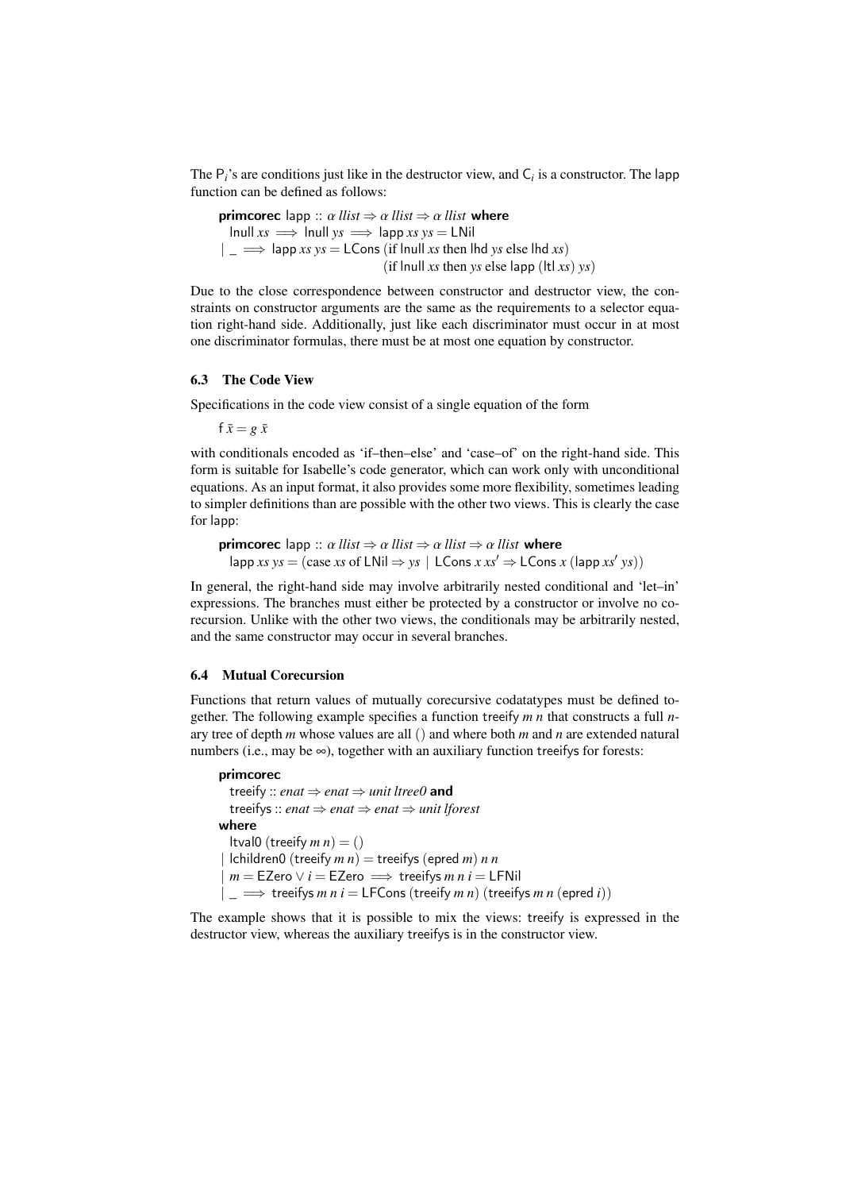The $\mathsf{P}_i$'s are conditions just like in the destructor view, and $\mathsf{C}_i$ is a constructor. The lapp function can be defined as follows:

```
primcorec lapp :: α llist ⇒ α llist ⇒ α llist where
  lnull xs ⟹ lnull ys ⟹ lapp xs ys = LNil
| _ ⟹ lapp xs ys = LCons (if lnull xs then lhd ys else lhd xs)
                           (if lnull xs then ys else lapp (ltl xs) ys)
```

Due to the close correspondence between constructor and destructor view, the constraints on constructor arguments are the same as the requirements to a selector equation right-hand side. Additionally, just like each discriminator must occur in at most one discriminator formulas, there must be at most one equation by constructor.

### 6.3 The Code View

Specifications in the code view consist of a single equation of the form

$\mathsf{f}\ \bar{x} = g\ \bar{x}$

with conditionals encoded as 'if–then–else' and 'case–of' on the right-hand side. This form is suitable for Isabelle's code generator, which can work only with unconditional equations. As an input format, it also provides some more flexibility, sometimes leading to simpler definitions than are possible with the other two views. This is clearly the case for lapp:

```
primcorec lapp :: α llist ⇒ α llist ⇒ α llist where
  lapp xs ys = (case xs of LNil ⇒ ys | LCons x xs′ ⇒ LCons x (lapp xs′ ys))
```

In general, the right-hand side may involve arbitrarily nested conditional and 'let–in' expressions. The branches must either be protected by a constructor or involve no corecursion. Unlike with the other two views, the conditionals may be arbitrarily nested, and the same constructor may occur in several branches.

### 6.4 Mutual Corecursion

Functions that return values of mutually corecursive codatatypes must be defined together. The following example specifies a function treeify $m\ n$ that constructs a full $n$-ary tree of depth $m$ whose values are all () and where both $m$ and $n$ are extended natural numbers (i.e., may be $\infty$), together with an auxiliary function treeifys for forests:

```
primcorec
  treeify :: enat ⇒ enat ⇒ unit ltree0 and
  treeifys :: enat ⇒ enat ⇒ enat ⇒ unit lforest
where
  ltval0 (treeify m n) = ()
| lchildren0 (treeify m n) = treeifys (epred m) n n
| m = EZero ∨ i = EZero ⟹ treeifys m n i = LFNil
| _ ⟹ treeifys m n i = LFCons (treeify m n) (treeifys m n (epred i))
```

The example shows that it is possible to mix the views: treeify is expressed in the destructor view, whereas the auxiliary treeifys is in the constructor view.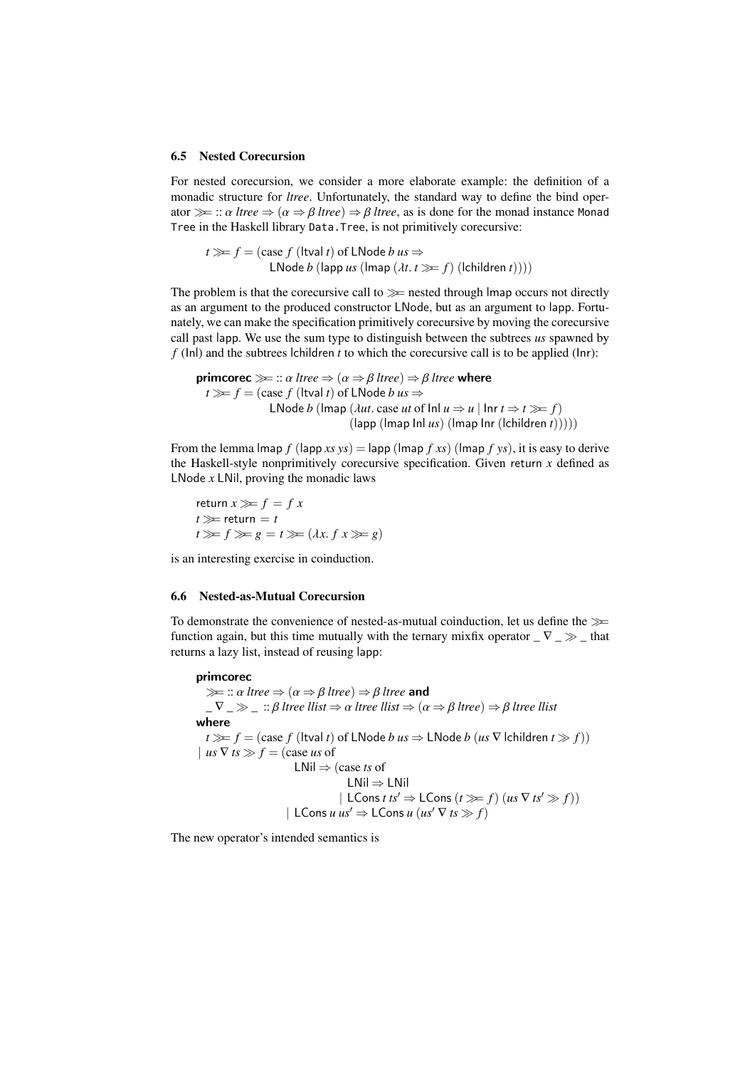### 6.5 Nested Corecursion

For nested corecursion, we consider a more elaborate example: the definition of a monadic structure for *ltree*. Unfortunately, the standard way to define the bind operator $\gg\!= :: \alpha\ ltree \Rightarrow (\alpha \Rightarrow \beta\ ltree) \Rightarrow \beta\ ltree$, as is done for the monad instance `Monad Tree` in the Haskell library `Data.Tree`, is not primitively corecursive:

$$
\begin{aligned}
t \gg\!= f = (&\text{case } f\ (\mathsf{ltval}\ t) \text{ of } \mathsf{LNode}\ b\ us \Rightarrow \\
&\mathsf{LNode}\ b\ (\mathsf{lapp}\ us\ (\mathsf{lmap}\ (\lambda t.\ t \gg\!= f)\ (\mathsf{lchildren}\ t))))
\end{aligned}
$$

The problem is that the corecursive call to $\gg\!=$ nested through lmap occurs not directly as an argument to the produced constructor LNode, but as an argument to lapp. Fortunately, we can make the specification primitively corecursive by moving the corecursive call past lapp. We use the sum type to distinguish between the subtrees *us* spawned by $f$ (Inl) and the subtrees lchildren $t$ to which the corecursive call is to be applied (Inr):

$$
\begin{aligned}
&\textbf{primcorec} \gg\!= :: \alpha\ ltree \Rightarrow (\alpha \Rightarrow \beta\ ltree) \Rightarrow \beta\ ltree \textbf{ where} \\
&\quad t \gg\!= f = (\text{case } f\ (\mathsf{ltval}\ t) \text{ of } \mathsf{LNode}\ b\ us \Rightarrow \\
&\qquad \mathsf{LNode}\ b\ (\mathsf{lmap}\ (\lambda ut.\ \text{case } ut \text{ of } \mathsf{Inl}\ u \Rightarrow u \mid \mathsf{Inr}\ t \Rightarrow t \gg\!= f) \\
&\qquad\qquad (\mathsf{lapp}\ (\mathsf{lmap}\ \mathsf{Inl}\ us)\ (\mathsf{lmap}\ \mathsf{Inr}\ (\mathsf{lchildren}\ t)))))
\end{aligned}
$$

From the lemma $\mathsf{lmap}\ f\ (\mathsf{lapp}\ xs\ ys) = \mathsf{lapp}\ (\mathsf{lmap}\ f\ xs)\ (\mathsf{lmap}\ f\ ys)$, it is easy to derive the Haskell-style nonprimitively corecursive specification. Given return $x$ defined as $\mathsf{LNode}\ x\ \mathsf{LNil}$, proving the monadic laws

$$
\begin{aligned}
&\mathsf{return}\ x \gg\!= f = f\ x \\
&t \gg\!= \mathsf{return} = t \\
&t \gg\!= f \gg\!= g = t \gg\!= (\lambda x.\ f\ x \gg\!= g)
\end{aligned}
$$

is an interesting exercise in coinduction.

### 6.6 Nested-as-Mutual Corecursion

To demonstrate the convenience of nested-as-mutual coinduction, let us define the $\gg\!=$ function again, but this time mutually with the ternary mixfix operator $\_\ \nabla\ \_ \gg \_$ that returns a lazy list, instead of reusing lapp:

$$
\begin{aligned}
&\textbf{primcorec} \\
&\quad \gg\!= :: \alpha\ ltree \Rightarrow (\alpha \Rightarrow \beta\ ltree) \Rightarrow \beta\ ltree \textbf{ and} \\
&\quad \_\ \nabla\ \_ \gg \_ :: \beta\ ltree\ llist \Rightarrow \alpha\ ltree\ llist \Rightarrow (\alpha \Rightarrow \beta\ ltree) \Rightarrow \beta\ ltree\ llist \\
&\textbf{where} \\
&\quad t \gg\!= f = (\text{case } f\ (\mathsf{ltval}\ t) \text{ of } \mathsf{LNode}\ b\ us \Rightarrow \mathsf{LNode}\ b\ (us\ \nabla\ \mathsf{lchildren}\ t \gg f)) \\
&\mid us\ \nabla\ ts \gg f = (\text{case } us \text{ of} \\
&\qquad\qquad \mathsf{LNil} \Rightarrow (\text{case } ts \text{ of} \\
&\qquad\qquad\qquad \mathsf{LNil} \Rightarrow \mathsf{LNil} \\
&\qquad\qquad\qquad \mid \mathsf{LCons}\ t\ ts' \Rightarrow \mathsf{LCons}\ (t \gg\!= f)\ (us\ \nabla\ ts' \gg f)) \\
&\qquad\qquad \mid \mathsf{LCons}\ u\ us' \Rightarrow \mathsf{LCons}\ u\ (us'\ \nabla\ ts \gg f)
\end{aligned}
$$

The new operator's intended semantics is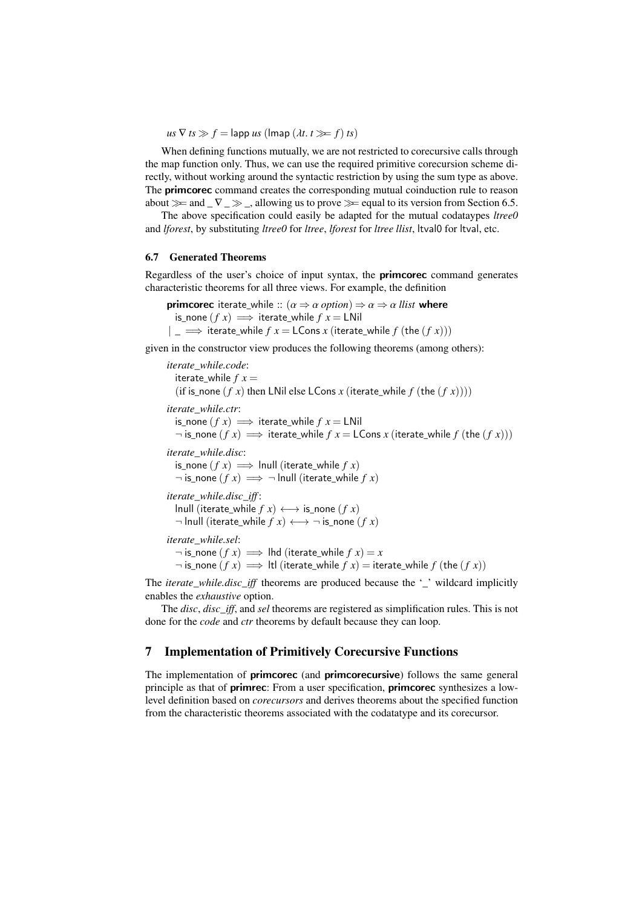$us \nabla ts \gg f = \mathsf{lapp}\ us\ (\mathsf{lmap}\ (\lambda t.\ t \ggg f)\ ts)$

When defining functions mutually, we are not restricted to corecursive calls through the map function only. Thus, we can use the required primitive corecursion scheme directly, without working around the syntactic restriction by using the sum type as above. The **primcorec** command creates the corresponding mutual coinduction rule to reason about $\ggg$ and $\_ \nabla \_ \gg \_$, allowing us to prove $\ggg$ equal to its version from Section 6.5.

The above specification could easily be adapted for the mutual codataypes *ltree0* and *lforest*, by substituting *ltree0* for *ltree*, *lforest* for *ltree llist*, ltval0 for ltval, etc.

### 6.7 Generated Theorems

Regardless of the user's choice of input syntax, the **primcorec** command generates characteristic theorems for all three views. For example, the definition

**primcorec** iterate_while :: $(\alpha \Rightarrow \alpha\ option) \Rightarrow \alpha \Rightarrow \alpha\ llist$ **where**
  is_none $(f\ x) \implies$ iterate_while $f\ x =$ LNil
| _ $\implies$ iterate_while $f\ x =$ LCons $x$ (iterate_while $f$ (the $(f\ x)$))

given in the constructor view produces the following theorems (among others):

*iterate_while.code*:
  iterate_while $f\ x =$
  (if is_none $(f\ x)$ then LNil else LCons $x$ (iterate_while $f$ (the $(f\ x)$)))

*iterate_while.ctr*:
  is_none $(f\ x) \implies$ iterate_while $f\ x =$ LNil
  $\neg$ is_none $(f\ x) \implies$ iterate_while $f\ x =$ LCons $x$ (iterate_while $f$ (the $(f\ x)$))

*iterate_while.disc*:
  is_none $(f\ x) \implies$ lnull (iterate_while $f\ x$)
  $\neg$ is_none $(f\ x) \implies \neg$ lnull (iterate_while $f\ x$)

*iterate_while.disc_iff*:
  lnull (iterate_while $f\ x$) $\longleftrightarrow$ is_none $(f\ x)$
  $\neg$ lnull (iterate_while $f\ x$) $\longleftrightarrow \neg$ is_none $(f\ x)$

*iterate_while.sel*:
  $\neg$ is_none $(f\ x) \implies$ lhd (iterate_while $f\ x$) $= x$
  $\neg$ is_none $(f\ x) \implies$ ltl (iterate_while $f\ x$) $=$ iterate_while $f$ (the $(f\ x)$)

The *iterate_while.disc_iff* theorems are produced because the '_' wildcard implicitly enables the *exhaustive* option.

The *disc*, *disc_iff*, and *sel* theorems are registered as simplification rules. This is not done for the *code* and *ctr* theorems by default because they can loop.

## 7 Implementation of Primitively Corecursive Functions

The implementation of **primcorec** (and **primcorecursive**) follows the same general principle as that of **primrec**: From a user specification, **primcorec** synthesizes a low-level definition based on *corecursors* and derives theorems about the specified function from the characteristic theorems associated with the codatatype and its corecursor.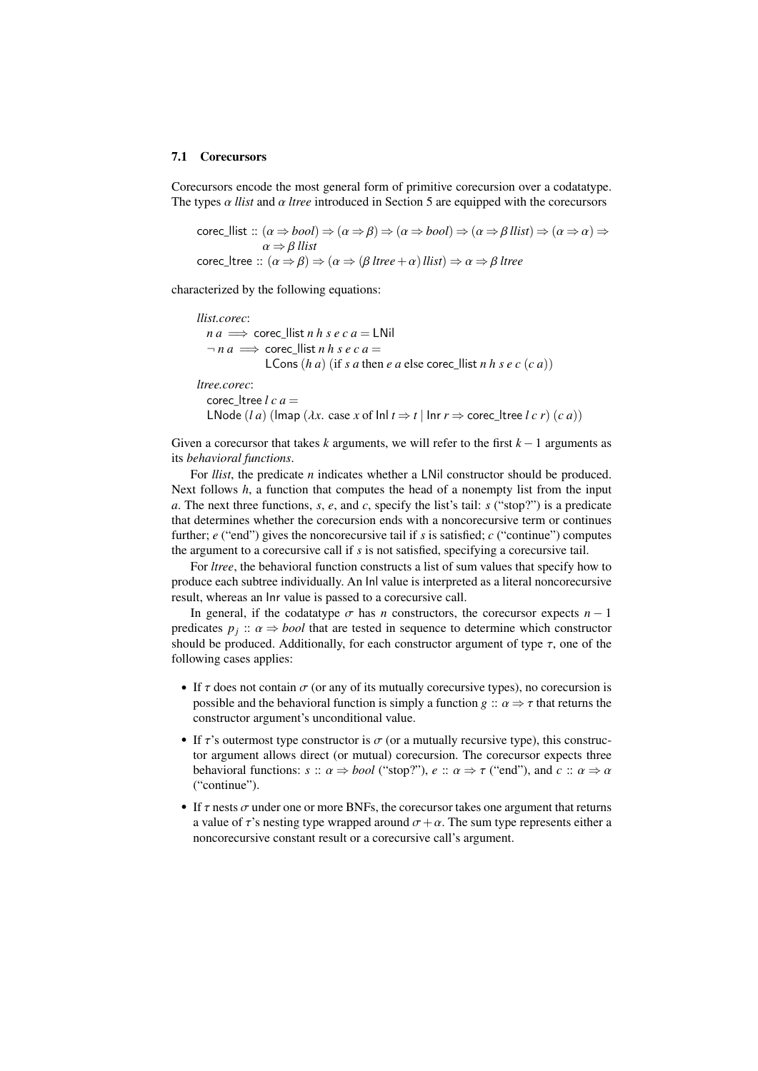### 7.1 Corecursors

Corecursors encode the most general form of primitive corecursion over a codatatype. The types $\alpha$ *llist* and $\alpha$ *ltree* introduced in Section 5 are equipped with the corecursors

$$\begin{aligned}
&\mathsf{corec\_llist} :: (\alpha \Rightarrow bool) \Rightarrow (\alpha \Rightarrow \beta) \Rightarrow (\alpha \Rightarrow bool) \Rightarrow (\alpha \Rightarrow \beta\ llist) \Rightarrow (\alpha \Rightarrow \alpha) \Rightarrow \\
&\qquad\qquad\quad \alpha \Rightarrow \beta\ llist \\
&\mathsf{corec\_ltree} :: (\alpha \Rightarrow \beta) \Rightarrow (\alpha \Rightarrow (\beta\ ltree + \alpha)\ llist) \Rightarrow \alpha \Rightarrow \beta\ ltree
\end{aligned}$$

characterized by the following equations:

*llist.corec*:

$$\begin{aligned}
&n\ a \implies \mathsf{corec\_llist}\ n\ h\ s\ e\ c\ a = \mathsf{LNil} \\
&\neg\, n\ a \implies \mathsf{corec\_llist}\ n\ h\ s\ e\ c\ a = \\
&\qquad\qquad \mathsf{LCons}\ (h\ a)\ (\text{if } s\ a \text{ then } e\ a \text{ else } \mathsf{corec\_llist}\ n\ h\ s\ e\ c\ (c\ a))
\end{aligned}$$

*ltree.corec*:

$$\begin{aligned}
&\mathsf{corec\_ltree}\ l\ c\ a = \\
&\mathsf{LNode}\ (l\ a)\ (\mathsf{lmap}\ (\lambda x.\ \text{case } x \text{ of } \mathsf{Inl}\ t \Rightarrow t \mid \mathsf{Inr}\ r \Rightarrow \mathsf{corec\_ltree}\ l\ c\ r)\ (c\ a))
\end{aligned}$$

Given a corecursor that takes $k$ arguments, we will refer to the first $k-1$ arguments as its *behavioral functions*.

For *llist*, the predicate $n$ indicates whether a LNil constructor should be produced. Next follows $h$, a function that computes the head of a nonempty list from the input $a$. The next three functions, $s$, $e$, and $c$, specify the list's tail: $s$ ("stop?") is a predicate that determines whether the corecursion ends with a noncorecursive term or continues further; $e$ ("end") gives the noncorecursive tail if $s$ is satisfied; $c$ ("continue") computes the argument to a corecursive call if $s$ is not satisfied, specifying a corecursive tail.

For *ltree*, the behavioral function constructs a list of sum values that specify how to produce each subtree individually. An Inl value is interpreted as a literal noncorecursive result, whereas an Inr value is passed to a corecursive call.

In general, if the codatatype $\sigma$ has $n$ constructors, the corecursor expects $n-1$ predicates $p_j :: \alpha \Rightarrow bool$ that are tested in sequence to determine which constructor should be produced. Additionally, for each constructor argument of type $\tau$, one of the following cases applies:

- If $\tau$ does not contain $\sigma$ (or any of its mutually corecursive types), no corecursion is possible and the behavioral function is simply a function $g :: \alpha \Rightarrow \tau$ that returns the constructor argument's unconditional value.
- If $\tau$'s outermost type constructor is $\sigma$ (or a mutually recursive type), this constructor argument allows direct (or mutual) corecursion. The corecursor expects three behavioral functions: $s :: \alpha \Rightarrow bool$ ("stop?"), $e :: \alpha \Rightarrow \tau$ ("end"), and $c :: \alpha \Rightarrow \alpha$ ("continue").
- If $\tau$ nests $\sigma$ under one or more BNFs, the corecursor takes one argument that returns a value of $\tau$'s nesting type wrapped around $\sigma + \alpha$. The sum type represents either a noncorecursive constant result or a corecursive call's argument.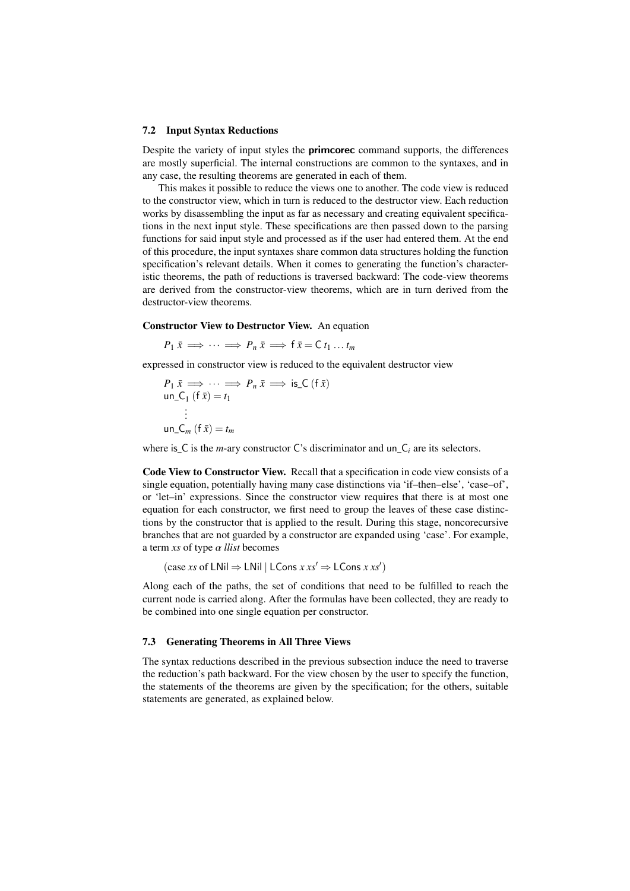### 7.2 Input Syntax Reductions

Despite the variety of input styles the **primcorec** command supports, the differences are mostly superficial. The internal constructions are common to the syntaxes, and in any case, the resulting theorems are generated in each of them.

This makes it possible to reduce the views one to another. The code view is reduced to the constructor view, which in turn is reduced to the destructor view. Each reduction works by disassembling the input as far as necessary and creating equivalent specifications in the next input style. These specifications are then passed down to the parsing functions for said input style and processed as if the user had entered them. At the end of this procedure, the input syntaxes share common data structures holding the function specification's relevant details. When it comes to generating the function's characteristic theorems, the path of reductions is traversed backward: The code-view theorems are derived from the constructor-view theorems, which are in turn derived from the destructor-view theorems.

**Constructor View to Destructor View.** An equation

$$P_1\ \bar{x} \implies \cdots \implies P_n\ \bar{x} \implies \mathsf{f}\ \bar{x} = \mathsf{C}\ t_1 \ldots t_m$$

expressed in constructor view is reduced to the equivalent destructor view

$$\begin{aligned}
&P_1\ \bar{x} \implies \cdots \implies P_n\ \bar{x} \implies \mathsf{is\_C}\ (\mathsf{f}\ \bar{x}) \\
&\mathsf{un\_C}_1\ (\mathsf{f}\ \bar{x}) = t_1 \\
&\qquad \vdots \\
&\mathsf{un\_C}_m\ (\mathsf{f}\ \bar{x}) = t_m
\end{aligned}$$

where $\mathsf{is\_C}$ is the $m$-ary constructor $\mathsf{C}$'s discriminator and $\mathsf{un\_C}_i$ are its selectors.

**Code View to Constructor View.** Recall that a specification in code view consists of a single equation, potentially having many case distinctions via 'if–then–else', 'case–of', or 'let–in' expressions. Since the constructor view requires that there is at most one equation for each constructor, we first need to group the leaves of these case distinctions by the constructor that is applied to the result. During this stage, noncorecursive branches that are not guarded by a constructor are expanded using 'case'. For example, a term $xs$ of type $\alpha\ llist$ becomes

$$(\text{case } xs \text{ of } \mathsf{LNil} \Rightarrow \mathsf{LNil} \mid \mathsf{LCons}\ x\ xs' \Rightarrow \mathsf{LCons}\ x\ xs')$$

Along each of the paths, the set of conditions that need to be fulfilled to reach the current node is carried along. After the formulas have been collected, they are ready to be combined into one single equation per constructor.

### 7.3 Generating Theorems in All Three Views

The syntax reductions described in the previous subsection induce the need to traverse the reduction's path backward. For the view chosen by the user to specify the function, the statements of the theorems are given by the specification; for the others, suitable statements are generated, as explained below.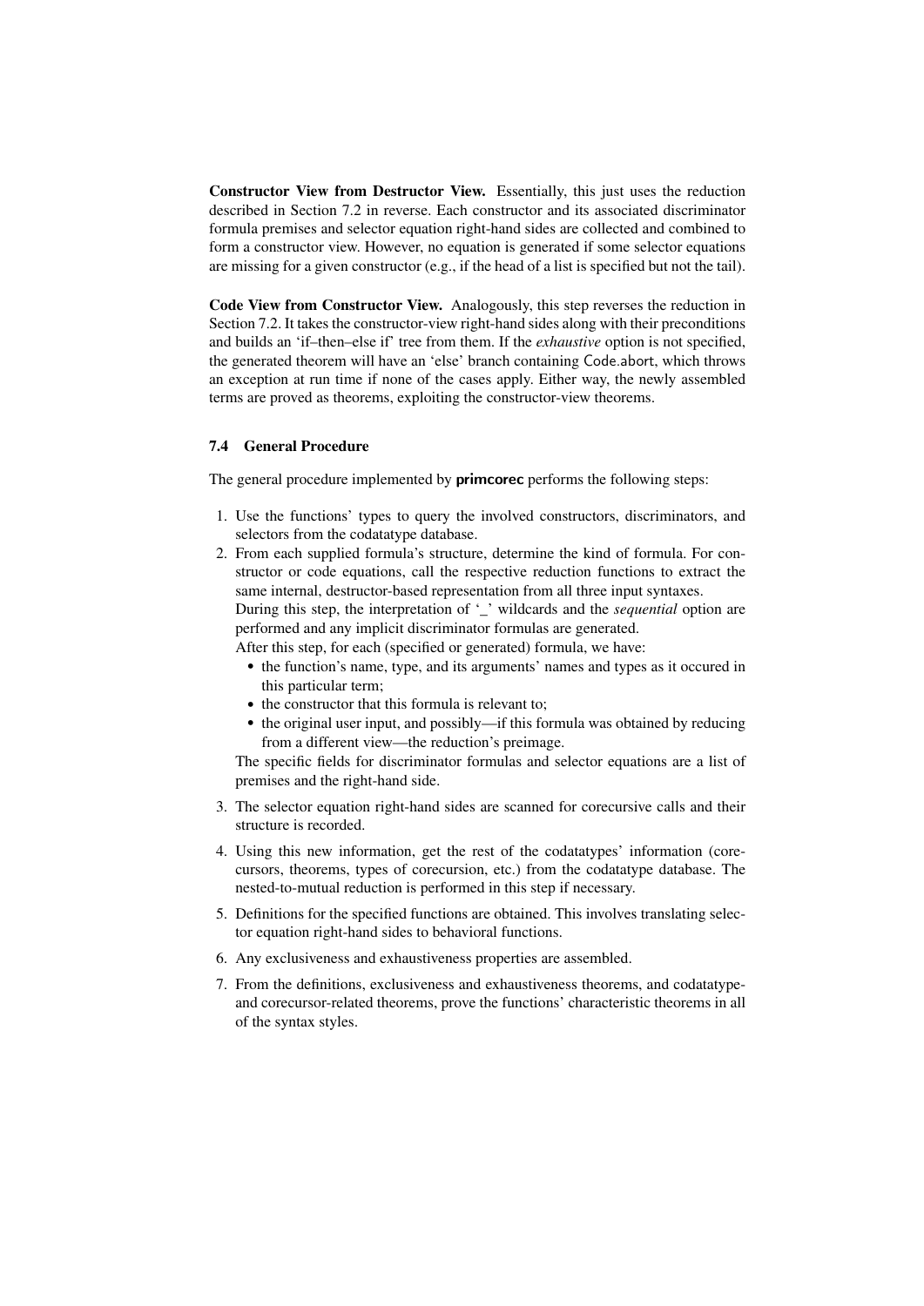**Constructor View from Destructor View.** Essentially, this just uses the reduction described in Section 7.2 in reverse. Each constructor and its associated discriminator formula premises and selector equation right-hand sides are collected and combined to form a constructor view. However, no equation is generated if some selector equations are missing for a given constructor (e.g., if the head of a list is specified but not the tail).

**Code View from Constructor View.** Analogously, this step reverses the reduction in Section 7.2. It takes the constructor-view right-hand sides along with their preconditions and builds an 'if–then–else if' tree from them. If the *exhaustive* option is not specified, the generated theorem will have an 'else' branch containing Code.abort, which throws an exception at run time if none of the cases apply. Either way, the newly assembled terms are proved as theorems, exploiting the constructor-view theorems.

### 7.4 General Procedure

The general procedure implemented by **primcorec** performs the following steps:

1. Use the functions' types to query the involved constructors, discriminators, and selectors from the codatatype database.
2. From each supplied formula's structure, determine the kind of formula. For constructor or code equations, call the respective reduction functions to extract the same internal, destructor-based representation from all three input syntaxes.
   During this step, the interpretation of '_' wildcards and the *sequential* option are performed and any implicit discriminator formulas are generated.
   After this step, for each (specified or generated) formula, we have:
   - the function's name, type, and its arguments' names and types as it occured in this particular term;
   - the constructor that this formula is relevant to;
   - the original user input, and possibly—if this formula was obtained by reducing from a different view—the reduction's preimage.

   The specific fields for discriminator formulas and selector equations are a list of premises and the right-hand side.
3. The selector equation right-hand sides are scanned for corecursive calls and their structure is recorded.
4. Using this new information, get the rest of the codatatypes' information (corecursors, theorems, types of corecursion, etc.) from the codatatype database. The nested-to-mutual reduction is performed in this step if necessary.
5. Definitions for the specified functions are obtained. This involves translating selector equation right-hand sides to behavioral functions.
6. Any exclusiveness and exhaustiveness properties are assembled.
7. From the definitions, exclusiveness and exhaustiveness theorems, and codatatype- and corecursor-related theorems, prove the functions' characteristic theorems in all of the syntax styles.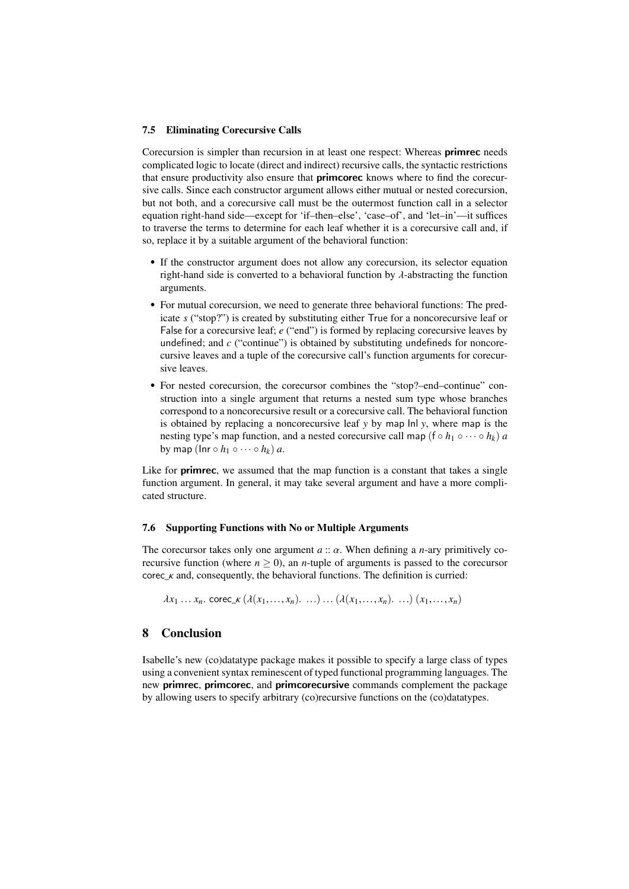### 7.5 Eliminating Corecursive Calls

Corecursion is simpler than recursion in at least one respect: Whereas **primrec** needs complicated logic to locate (direct and indirect) recursive calls, the syntactic restrictions that ensure productivity also ensure that **primcorec** knows where to find the corecursive calls. Since each constructor argument allows either mutual or nested corecursion, but not both, and a corecursive call must be the outermost function call in a selector equation right-hand side—except for 'if–then–else', 'case–of', and 'let–in'—it suffices to traverse the terms to determine for each leaf whether it is a corecursive call and, if so, replace it by a suitable argument of the behavioral function:

- If the constructor argument does not allow any corecursion, its selector equation right-hand side is converted to a behavioral function by $\lambda$-abstracting the function arguments.
- For mutual corecursion, we need to generate three behavioral functions: The predicate $s$ ("stop?") is created by substituting either True for a noncorecursive leaf or False for a corecursive leaf; $e$ ("end") is formed by replacing corecursive leaves by undefined; and $c$ ("continue") is obtained by substituting undefineds for noncorecursive leaves and a tuple of the corecursive call's function arguments for corecursive leaves.
- For nested corecursion, the corecursor combines the "stop?–end–continue" construction into a single argument that returns a nested sum type whose branches correspond to a noncorecursive result or a corecursive call. The behavioral function is obtained by replacing a noncorecursive leaf $y$ by map Inl $y$, where map is the nesting type's map function, and a nested corecursive call map $(\mathsf{f} \circ h_1 \circ \cdots \circ h_k)\ a$ by map $(\mathsf{Inr} \circ h_1 \circ \cdots \circ h_k)\ a$.

Like for **primrec**, we assumed that the map function is a constant that takes a single function argument. In general, it may take several argument and have a more complicated structure.

### 7.6 Supporting Functions with No or Multiple Arguments

The corecursor takes only one argument $a :: \alpha$. When defining a $n$-ary primitively corecursive function (where $n \geq 0$), an $n$-tuple of arguments is passed to the corecursor corec\_$\kappa$ and, consequently, the behavioral functions. The definition is curried:

$$\lambda x_1 \ldots x_n.\ \mathsf{corec\_}\kappa\ (\lambda(x_1,\ldots,x_n).\ \ldots) \ldots (\lambda(x_1,\ldots,x_n).\ \ldots)\ (x_1,\ldots,x_n)$$

## 8 Conclusion

Isabelle's new (co)datatype package makes it possible to specify a large class of types using a convenient syntax reminescent of typed functional programming languages. The new **primrec**, **primcorec**, and **primcorecursive** commands complement the package by allowing users to specify arbitrary (co)recursive functions on the (co)datatypes.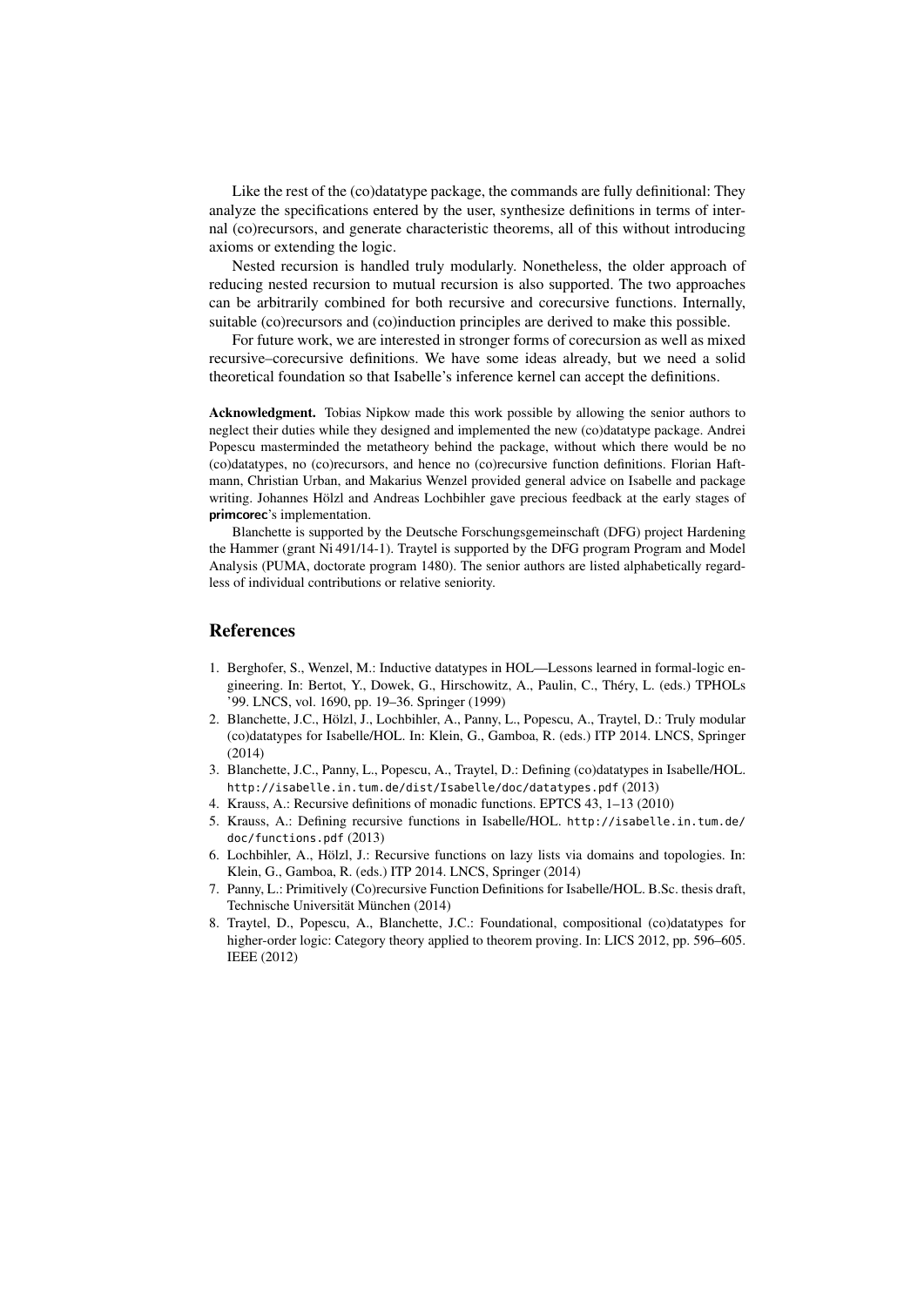Like the rest of the (co)datatype package, the commands are fully definitional: They analyze the specifications entered by the user, synthesize definitions in terms of internal (co)recursors, and generate characteristic theorems, all of this without introducing axioms or extending the logic.

Nested recursion is handled truly modularly. Nonetheless, the older approach of reducing nested recursion to mutual recursion is also supported. The two approaches can be arbitrarily combined for both recursive and corecursive functions. Internally, suitable (co)recursors and (co)induction principles are derived to make this possible.

For future work, we are interested in stronger forms of corecursion as well as mixed recursive–corecursive definitions. We have some ideas already, but we need a solid theoretical foundation so that Isabelle's inference kernel can accept the definitions.

**Acknowledgment.** Tobias Nipkow made this work possible by allowing the senior authors to neglect their duties while they designed and implemented the new (co)datatype package. Andrei Popescu masterminded the metatheory behind the package, without which there would be no (co)datatypes, no (co)recursors, and hence no (co)recursive function definitions. Florian Haftmann, Christian Urban, and Makarius Wenzel provided general advice on Isabelle and package writing. Johannes Hölzl and Andreas Lochbihler gave precious feedback at the early stages of **primcorec**'s implementation.

Blanchette is supported by the Deutsche Forschungsgemeinschaft (DFG) project Hardening the Hammer (grant Ni 491/14-1). Traytel is supported by the DFG program Program and Model Analysis (PUMA, doctorate program 1480). The senior authors are listed alphabetically regardless of individual contributions or relative seniority.

## References

1. Berghofer, S., Wenzel, M.: Inductive datatypes in HOL—Lessons learned in formal-logic engineering. In: Bertot, Y., Dowek, G., Hirschowitz, A., Paulin, C., Théry, L. (eds.) TPHOLs '99. LNCS, vol. 1690, pp. 19–36. Springer (1999)
2. Blanchette, J.C., Hölzl, J., Lochbihler, A., Panny, L., Popescu, A., Traytel, D.: Truly modular (co)datatypes for Isabelle/HOL. In: Klein, G., Gamboa, R. (eds.) ITP 2014. LNCS, Springer (2014)
3. Blanchette, J.C., Panny, L., Popescu, A., Traytel, D.: Defining (co)datatypes in Isabelle/HOL. `http://isabelle.in.tum.de/dist/Isabelle/doc/datatypes.pdf` (2013)
4. Krauss, A.: Recursive definitions of monadic functions. EPTCS 43, 1–13 (2010)
5. Krauss, A.: Defining recursive functions in Isabelle/HOL. `http://isabelle.in.tum.de/doc/functions.pdf` (2013)
6. Lochbihler, A., Hölzl, J.: Recursive functions on lazy lists via domains and topologies. In: Klein, G., Gamboa, R. (eds.) ITP 2014. LNCS, Springer (2014)
7. Panny, L.: Primitively (Co)recursive Function Definitions for Isabelle/HOL. B.Sc. thesis draft, Technische Universität München (2014)
8. Traytel, D., Popescu, A., Blanchette, J.C.: Foundational, compositional (co)datatypes for higher-order logic: Category theory applied to theorem proving. In: LICS 2012, pp. 596–605. IEEE (2012)